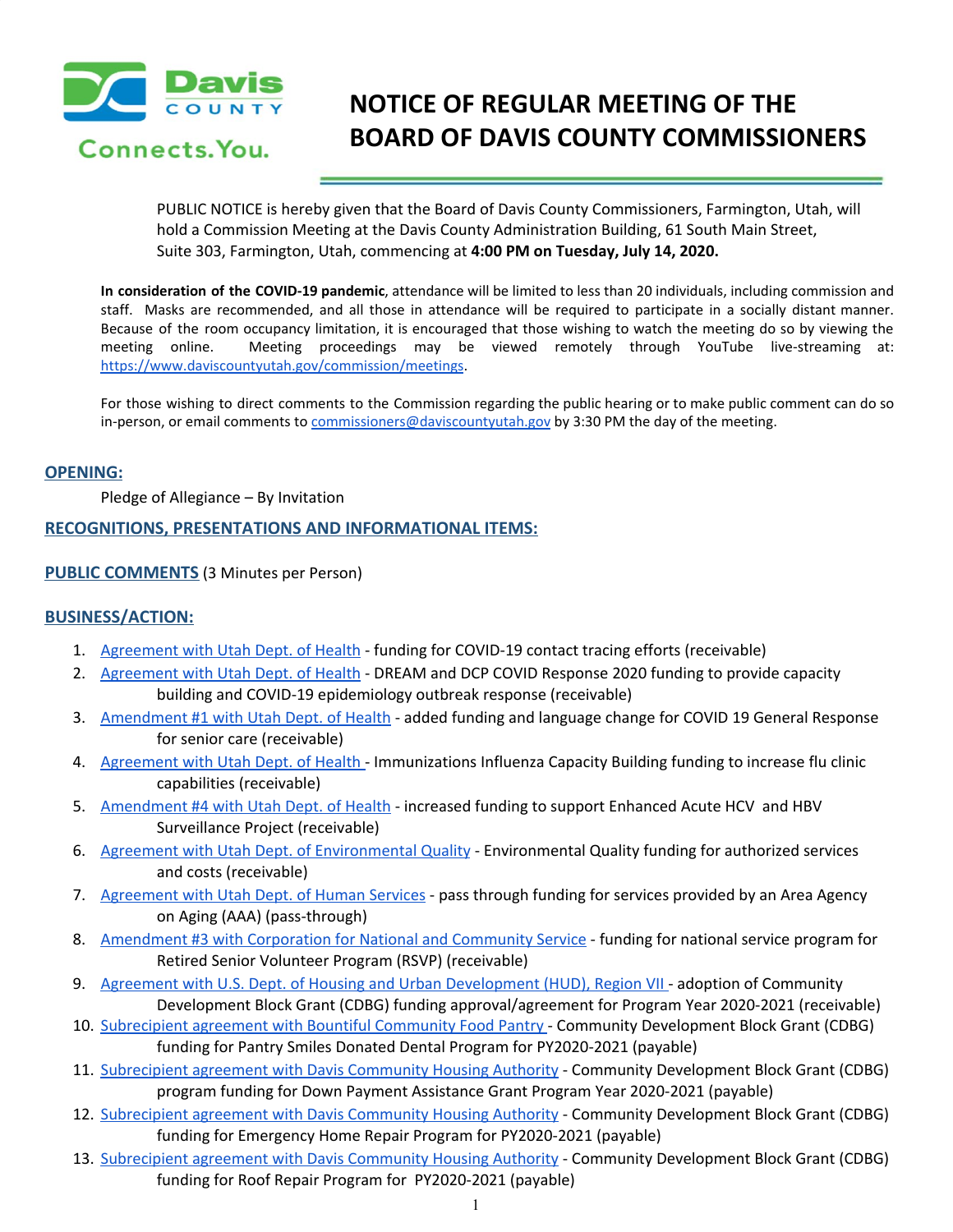# NOTICE OF REGULAR MEETING OF THE BOARD OF DAVIS COUNTY COMMISSIONERS

PUBLIC NOTICE is hereby given that the Board of Davis County Commissioners, Farmington, Utah, will hold a Commission Meeting at the Davis County Administration Building, 61 South Main Street, Suite 303, Farmington, Utah, commencing at **4:00 PM on Tuesday, July 14, 2020.**

**In consideration of the COVID-19 pandemic**, attendance will be limited to less than 20 individuals, including commission and staff. Masks are recommended, and all those in attendance will be required to participate in a socially distant manner. Because of the room occupancy limitation, it is encouraged that those wishing to watch the meeting do so by viewing the meeting online. Meeting proceedings may be viewed remotely through YouTube live-streaming at: https://www.daviscountyutah.gov/commission/meetings.

For those wishing to direct comments to the Commission regarding the public hearing or to make public comment can do so in-person, or email comments to commissioners@daviscountyutah.gov by 3:30 PM the day of the meeting.

## OPENING:

Pledge of Allegiance – By Invitation

## RECOGNITIONS, PRESENTATIONS AND INFORMATIONAL ITEMS:

## PUBLIC COMMENTS (3 Minutes per Person)

## BUSINESS/ACTION:

1. Agreement with Utah Dept. of Health - funding for COVID-19 contact tracing efforts (receivable)
2. Agreement with Utah Dept. of Health - DREAM and DCP COVID Response 2020 funding to provide capacity building and COVID-19 epidemiology outbreak response (receivable)
3. Amendment #1 with Utah Dept. of Health - added funding and language change for COVID 19 General Response for senior care (receivable)
4. Agreement with Utah Dept. of Health - Immunizations Influenza Capacity Building funding to increase flu clinic capabilities (receivable)
5. Amendment #4 with Utah Dept. of Health - increased funding to support Enhanced Acute HCV and HBV Surveillance Project (receivable)
6. Agreement with Utah Dept. of Environmental Quality - Environmental Quality funding for authorized services and costs (receivable)
7. Agreement with Utah Dept. of Human Services - pass through funding for services provided by an Area Agency on Aging (AAA) (pass-through)
8. Amendment #3 with Corporation for National and Community Service - funding for national service program for Retired Senior Volunteer Program (RSVP) (receivable)
9. Agreement with U.S. Dept. of Housing and Urban Development (HUD), Region VII - adoption of Community Development Block Grant (CDBG) funding approval/agreement for Program Year 2020-2021 (receivable)
10. Subrecipient agreement with Bountiful Community Food Pantry - Community Development Block Grant (CDBG) funding for Pantry Smiles Donated Dental Program for PY2020-2021 (payable)
11. Subrecipient agreement with Davis Community Housing Authority - Community Development Block Grant (CDBG) program funding for Down Payment Assistance Grant Program Year 2020-2021 (payable)
12. Subrecipient agreement with Davis Community Housing Authority - Community Development Block Grant (CDBG) funding for Emergency Home Repair Program for PY2020-2021 (payable)
13. Subrecipient agreement with Davis Community Housing Authority - Community Development Block Grant (CDBG) funding for Roof Repair Program for PY2020-2021 (payable)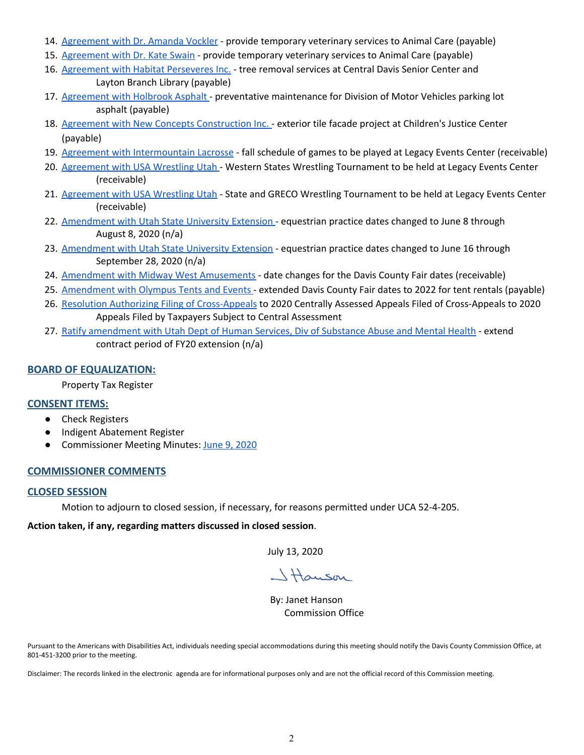14. Agreement with Dr. Amanda Vockler - provide temporary veterinary services to Animal Care (payable)
15. Agreement with Dr. Kate Swain - provide temporary veterinary services to Animal Care (payable)
16. Agreement with Habitat Perseveres Inc. - tree removal services at Central Davis Senior Center and Layton Branch Library (payable)
17. Agreement with Holbrook Asphalt - preventative maintenance for Division of Motor Vehicles parking lot asphalt (payable)
18. Agreement with New Concepts Construction Inc. - exterior tile facade project at Children's Justice Center (payable)
19. Agreement with Intermountain Lacrosse - fall schedule of games to be played at Legacy Events Center (receivable)
20. Agreement with USA Wrestling Utah - Western States Wrestling Tournament to be held at Legacy Events Center (receivable)
21. Agreement with USA Wrestling Utah - State and GRECO Wrestling Tournament to be held at Legacy Events Center (receivable)
22. Amendment with Utah State University Extension - equestrian practice dates changed to June 8 through August 8, 2020 (n/a)
23. Amendment with Utah State University Extension - equestrian practice dates changed to June 16 through September 28, 2020 (n/a)
24. Amendment with Midway West Amusements - date changes for the Davis County Fair dates (receivable)
25. Amendment with Olympus Tents and Events - extended Davis County Fair dates to 2022 for tent rentals (payable)
26. Resolution Authorizing Filing of Cross-Appeals to 2020 Centrally Assessed Appeals Filed of Cross-Appeals to 2020 Appeals Filed by Taxpayers Subject to Central Assessment
27. Ratify amendment with Utah Dept of Human Services, Div of Substance Abuse and Mental Health - extend contract period of FY20 extension (n/a)

## BOARD OF EQUALIZATION:

Property Tax Register

## CONSENT ITEMS:

- Check Registers
- Indigent Abatement Register
- Commissioner Meeting Minutes: June 9, 2020

## COMMISSIONER COMMENTS

## CLOSED SESSION

Motion to adjourn to closed session, if necessary, for reasons permitted under UCA 52-4-205.

**Action taken, if any, regarding matters discussed in closed session**.

July 13, 2020

J Hanson

By: Janet Hanson
Commission Office

Pursuant to the Americans with Disabilities Act, individuals needing special accommodations during this meeting should notify the Davis County Commission Office, at 801-451-3200 prior to the meeting.

Disclaimer: The records linked in the electronic agenda are for informational purposes only and are not the official record of this Commission meeting.